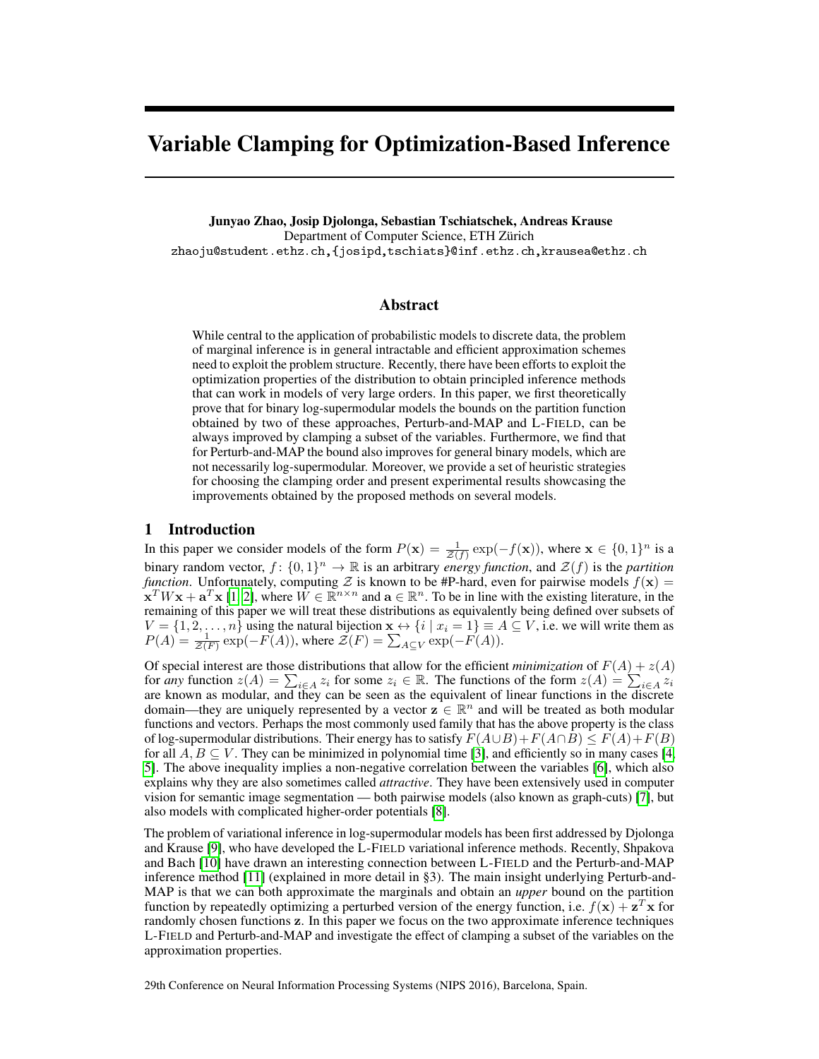# Variable Clamping for Optimization-Based Inference

**Junyao Zhao, Josip Djolonga, Sebastian Tschiatschek, Andreas Krause**
Department of Computer Science, ETH Zürich
zhaoju@student.ethz.ch,{josipd,tschiats}@inf.ethz.ch,krausea@ethz.ch

## Abstract

While central to the application of probabilistic models to discrete data, the problem of marginal inference is in general intractable and efficient approximation schemes need to exploit the problem structure. Recently, there have been efforts to exploit the optimization properties of the distribution to obtain principled inference methods that can work in models of very large orders. In this paper, we first theoretically prove that for binary log-supermodular models the bounds on the partition function obtained by two of these approaches, Perturb-and-MAP and L-FIELD, can be always improved by clamping a subset of the variables. Furthermore, we find that for Perturb-and-MAP the bound also improves for general binary models, which are not necessarily log-supermodular. Moreover, we provide a set of heuristic strategies for choosing the clamping order and present experimental results showcasing the improvements obtained by the proposed methods on several models.

## 1 Introduction

In this paper we consider models of the form $P(\mathbf{x}) = \frac{1}{\mathcal{Z}(f)} \exp(-f(\mathbf{x}))$, where $\mathbf{x} \in \{0,1\}^n$ is a binary random vector, $f\colon \{0,1\}^n \to \mathbb{R}$ is an arbitrary *energy function*, and $\mathcal{Z}(f)$ is the *partition function*. Unfortunately, computing $\mathcal{Z}$ is known to be #P-hard, even for pairwise models $f(\mathbf{x}) = \mathbf{x}^T W \mathbf{x} + \mathbf{a}^T \mathbf{x}$ [1, 2], where $W \in \mathbb{R}^{n \times n}$ and $\mathbf{a} \in \mathbb{R}^n$. To be in line with the existing literature, in the remaining of this paper we will treat these distributions as equivalently being defined over subsets of $V = \{1, 2, \ldots, n\}$ using the natural bijection $\mathbf{x} \leftrightarrow \{i \mid x_i = 1\} \equiv A \subseteq V$, i.e. we will write them as $P(A) = \frac{1}{\mathcal{Z}(F)} \exp(-F(A))$, where $\mathcal{Z}(F) = \sum_{A \subseteq V} \exp(-F(A))$.

Of special interest are those distributions that allow for the efficient *minimization* of $F(A) + z(A)$ for *any* function $z(A) = \sum_{i \in A} z_i$ for some $z_i \in \mathbb{R}$. The functions of the form $z(A) = \sum_{i \in A} z_i$ are known as modular, and they can be seen as the equivalent of linear functions in the discrete domain—they are uniquely represented by a vector $\mathbf{z} \in \mathbb{R}^n$ and will be treated as both modular functions and vectors. Perhaps the most commonly used family that has the above property is the class of log-supermodular distributions. Their energy has to satisfy $F(A \cup B) + F(A \cap B) \le F(A) + F(B)$ for all $A, B \subseteq V$. They can be minimized in polynomial time [3], and efficiently so in many cases [4, 5]. The above inequality implies a non-negative correlation between the variables [6], which also explains why they are also sometimes called *attractive*. They have been extensively used in computer vision for semantic image segmentation — both pairwise models (also known as graph-cuts) [7], but also models with complicated higher-order potentials [8].

The problem of variational inference in log-supermodular models has been first addressed by Djolonga and Krause [9], who have developed the L-FIELD variational inference methods. Recently, Shpakova and Bach [10] have drawn an interesting connection between L-FIELD and the Perturb-and-MAP inference method [11] (explained in more detail in §3). The main insight underlying Perturb-and-MAP is that we can both approximate the marginals and obtain an *upper* bound on the partition function by repeatedly optimizing a perturbed version of the energy function, i.e. $f(\mathbf{x}) + \mathbf{z}^T \mathbf{x}$ for randomly chosen functions $\mathbf{z}$. In this paper we focus on the two approximate inference techniques L-FIELD and Perturb-and-MAP and investigate the effect of clamping a subset of the variables on the approximation properties.

29th Conference on Neural Information Processing Systems (NIPS 2016), Barcelona, Spain.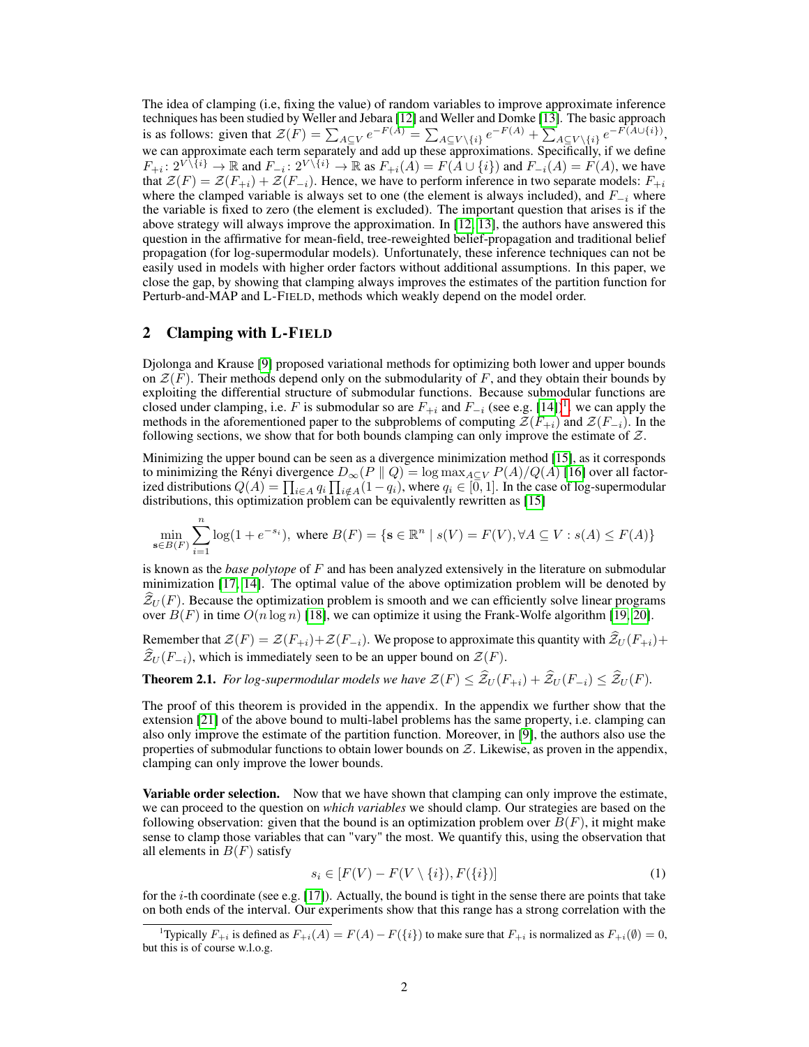The idea of clamping (i.e, fixing the value) of random variables to improve approximate inference techniques has been studied by Weller and Jebara [12] and Weller and Domke [13]. The basic approach is as follows: given that $\mathcal{Z}(F) = \sum_{A \subseteq V} e^{-F(A)} = \sum_{A \subseteq V \setminus \{i\}} e^{-F(A)} + \sum_{A \subseteq V \setminus \{i\}} e^{-F(A \cup \{i\})}$, we can approximate each term separately and add up these approximations. Specifically, if we define $F_{+i} \colon 2^{V \setminus \{i\}} \to \mathbb{R}$ and $F_{-i} \colon 2^{V \setminus \{i\}} \to \mathbb{R}$ as $F_{+i}(A) = F(A \cup \{i\})$ and $F_{-i}(A) = F(A)$, we have that $\mathcal{Z}(F) = \mathcal{Z}(F_{+i}) + \mathcal{Z}(F_{-i})$. Hence, we have to perform inference in two separate models: $F_{+i}$ where the clamped variable is always set to one (the element is always included), and $F_{-i}$ where the variable is fixed to zero (the element is excluded). The important question that arises is if the above strategy will always improve the approximation. In [12, 13], the authors have answered this question in the affirmative for mean-field, tree-reweighted belief-propagation and traditional belief propagation (for log-supermodular models). Unfortunately, these inference techniques can not be easily used in models with higher order factors without additional assumptions. In this paper, we close the gap, by showing that clamping always improves the estimates of the partition function for Perturb-and-MAP and L-FIELD, methods which weakly depend on the model order.

## 2 Clamping with L-FIELD

Djolonga and Krause [9] proposed variational methods for optimizing both lower and upper bounds on $\mathcal{Z}(F)$. Their methods depend only on the submodularity of $F$, and they obtain their bounds by exploiting the differential structure of submodular functions. Because submodular functions are closed under clamping, i.e. $F$ is submodular so are $F_{+i}$ and $F_{-i}$ (see e.g. [14])[1], we can apply the methods in the aforementioned paper to the subproblems of computing $\mathcal{Z}(F_{+i})$ and $\mathcal{Z}(F_{-i})$. In the following sections, we show that for both bounds clamping can only improve the estimate of $\mathcal{Z}$.

Minimizing the upper bound can be seen as a divergence minimization method [15], as it corresponds to minimizing the Rényi divergence $D_\infty(P \parallel Q) = \log \max_{A \subseteq V} P(A)/Q(A)$ [16] over all factorized distributions $Q(A) = \prod_{i \in A} q_i \prod_{i \notin A}(1 - q_i)$, where $q_i \in [0, 1]$. In the case of log-supermodular distributions, this optimization problem can be equivalently rewritten as [15]

$$\min_{\mathbf{s} \in B(F)} \sum_{i=1}^{n} \log(1 + e^{-s_i}), \text{ where } B(F) = \{\mathbf{s} \in \mathbb{R}^n \mid s(V) = F(V), \forall A \subseteq V : s(A) \leq F(A)\}$$

is known as the *base polytope* of $F$ and has been analyzed extensively in the literature on submodular minimization [17, 14]. The optimal value of the above optimization problem will be denoted by $\widehat{\mathcal{Z}}_U(F)$. Because the optimization problem is smooth and we can efficiently solve linear programs over $B(F)$ in time $O(n \log n)$ [18], we can optimize it using the Frank-Wolfe algorithm [19, 20].

Remember that $\mathcal{Z}(F) = \mathcal{Z}(F_{+i}) + \mathcal{Z}(F_{-i})$. We propose to approximate this quantity with $\widehat{\mathcal{Z}}_U(F_{+i}) + \widehat{\mathcal{Z}}_U(F_{-i})$, which is immediately seen to be an upper bound on $\mathcal{Z}(F)$.

**Theorem 2.1.** *For log-supermodular models we have* $\mathcal{Z}(F) \leq \widehat{\mathcal{Z}}_U(F_{+i}) + \widehat{\mathcal{Z}}_U(F_{-i}) \leq \widehat{\mathcal{Z}}_U(F)$.

The proof of this theorem is provided in the appendix. In the appendix we further show that the extension [21] of the above bound to multi-label problems has the same property, i.e. clamping can also only improve the estimate of the partition function. Moreover, in [9], the authors also use the properties of submodular functions to obtain lower bounds on $\mathcal{Z}$. Likewise, as proven in the appendix, clamping can only improve the lower bounds.

**Variable order selection.** Now that we have shown that clamping can only improve the estimate, we can proceed to the question on *which variables* we should clamp. Our strategies are based on the following observation: given that the bound is an optimization problem over $B(F)$, it might make sense to clamp those variables that can "vary" the most. We quantify this, using the observation that all elements in $B(F)$ satisfy

$$s_i \in [F(V) - F(V \setminus \{i\}), F(\{i\})] \tag{1}$$

for the $i$-th coordinate (see e.g. [17]). Actually, the bound is tight in the sense there are points that take on both ends of the interval. Our experiments show that this range has a strong correlation with the

[1] Typically $F_{+i}$ is defined as $F_{+i}(A) = F(A) - F(\{i\})$ to make sure that $F_{+i}$ is normalized as $F_{+i}(\emptyset) = 0$, but this is of course w.l.o.g.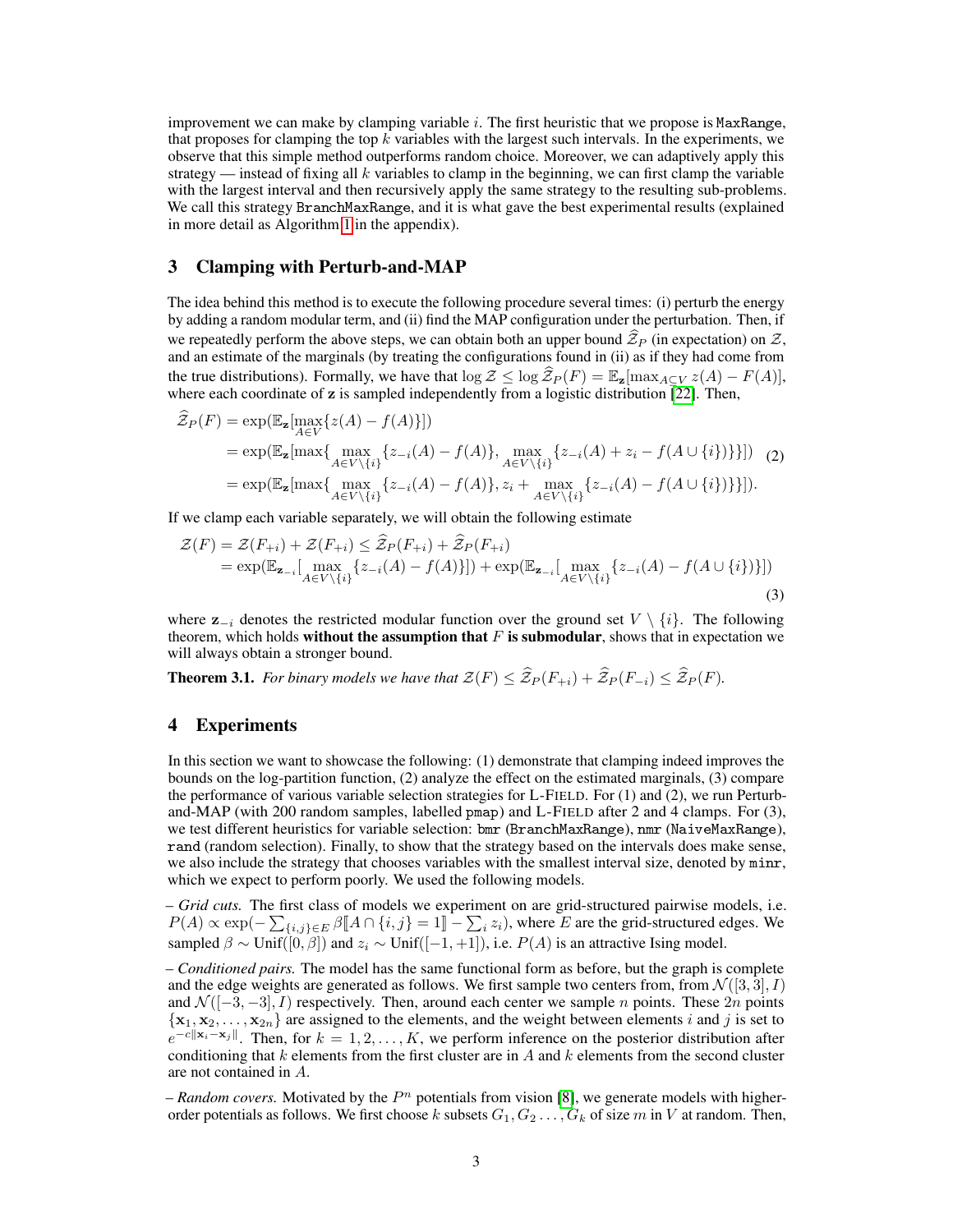improvement we can make by clamping variable $i$. The first heuristic that we propose is MaxRange, that proposes for clamping the top $k$ variables with the largest such intervals. In the experiments, we observe that this simple method outperforms random choice. Moreover, we can adaptively apply this strategy — instead of fixing all $k$ variables to clamp in the beginning, we can first clamp the variable with the largest interval and then recursively apply the same strategy to the resulting sub-problems. We call this strategy BranchMaxRange, and it is what gave the best experimental results (explained in more detail as Algorithm 1 in the appendix).

## 3 Clamping with Perturb-and-MAP

The idea behind this method is to execute the following procedure several times: (i) perturb the energy by adding a random modular term, and (ii) find the MAP configuration under the perturbation. Then, if we repeatedly perform the above steps, we can obtain both an upper bound $\widehat{\mathcal{Z}}_P$ (in expectation) on $\mathcal{Z}$, and an estimate of the marginals (by treating the configurations found in (ii) as if they had come from the true distributions). Formally, we have that $\log \mathcal{Z} \leq \log \widehat{\mathcal{Z}}_P(F) = \mathbb{E}_{\mathbf{z}}[\max_{A \subseteq V} z(A) - F(A)]$, where each coordinate of $\mathbf{z}$ is sampled independently from a logistic distribution [22]. Then,

$$
\begin{aligned}
\widehat{\mathcal{Z}}_P(F) &= \exp(\mathbb{E}_{\mathbf{z}}[\max_{A \in V}\{z(A) - f(A)\}]) \\
&= \exp(\mathbb{E}_{\mathbf{z}}[\max\{\max_{A \in V \setminus \{i\}}\{z_{-i}(A) - f(A)\}, \max_{A \in V \setminus \{i\}}\{z_{-i}(A) + z_i - f(A \cup \{i\})\}\}]) \\
&= \exp(\mathbb{E}_{\mathbf{z}}[\max\{\max_{A \in V \setminus \{i\}}\{z_{-i}(A) - f(A)\}, z_i + \max_{A \in V \setminus \{i\}}\{z_{-i}(A) - f(A \cup \{i\})\}\}]).
\end{aligned} \tag{2}
$$

If we clamp each variable separately, we will obtain the following estimate

$$
\begin{aligned}
\mathcal{Z}(F) &= \mathcal{Z}(F_{+i}) + \mathcal{Z}(F_{+i}) \leq \widehat{\mathcal{Z}}_P(F_{+i}) + \widehat{\mathcal{Z}}_P(F_{+i}) \\
&= \exp(\mathbb{E}_{\mathbf{z}_{-i}}[\max_{A \in V \setminus \{i\}}\{z_{-i}(A) - f(A)\}]) + \exp(\mathbb{E}_{\mathbf{z}_{-i}}[\max_{A \in V \setminus \{i\}}\{z_{-i}(A) - f(A \cup \{i\})\}])
\end{aligned} \tag{3}
$$

where $\mathbf{z}_{-i}$ denotes the restricted modular function over the ground set $V \setminus \{i\}$. The following theorem, which holds **without the assumption that** $F$ **is submodular**, shows that in expectation we will always obtain a stronger bound.

**Theorem 3.1.** *For binary models we have that* $\mathcal{Z}(F) \leq \widehat{\mathcal{Z}}_P(F_{+i}) + \widehat{\mathcal{Z}}_P(F_{-i}) \leq \widehat{\mathcal{Z}}_P(F)$.

## 4 Experiments

In this section we want to showcase the following: (1) demonstrate that clamping indeed improves the bounds on the log-partition function, (2) analyze the effect on the estimated marginals, (3) compare the performance of various variable selection strategies for L-FIELD. For (1) and (2), we run Perturb-and-MAP (with 200 random samples, labelled pmap) and L-FIELD after 2 and 4 clamps. For (3), we test different heuristics for variable selection: bmr (BranchMaxRange), nmr (NaiveMaxRange), rand (random selection). Finally, to show that the strategy based on the intervals does make sense, we also include the strategy that chooses variables with the smallest interval size, denoted by minr, which we expect to perform poorly. We used the following models.

– *Grid cuts.* The first class of models we experiment on are grid-structured pairwise models, i.e. $P(A) \propto \exp(-\sum_{\{i,j\} \in E} \beta [\![ A \cap \{i,j\} = 1 ]\!] - \sum_i z_i)$, where $E$ are the grid-structured edges. We sampled $\beta \sim \text{Unif}([0, \beta])$ and $z_i \sim \text{Unif}([-1, +1])$, i.e. $P(A)$ is an attractive Ising model.

– *Conditioned pairs.* The model has the same functional form as before, but the graph is complete and the edge weights are generated as follows. We first sample two centers from, from $\mathcal{N}([3, 3], I)$ and $\mathcal{N}([-3, -3], I)$ respectively. Then, around each center we sample $n$ points. These $2n$ points $\{\mathbf{x}_1, \mathbf{x}_2, \ldots, \mathbf{x}_{2n}\}$ are assigned to the elements, and the weight between elements $i$ and $j$ is set to $e^{-c\|\mathbf{x}_i - \mathbf{x}_j\|}$. Then, for $k = 1, 2, \ldots, K$, we perform inference on the posterior distribution after conditioning that $k$ elements from the first cluster are in $A$ and $k$ elements from the second cluster are not contained in $A$.

– *Random covers.* Motivated by the $P^n$ potentials from vision [8], we generate models with higher-order potentials as follows. We first choose $k$ subsets $G_1, G_2 \ldots, G_k$ of size $m$ in $V$ at random. Then,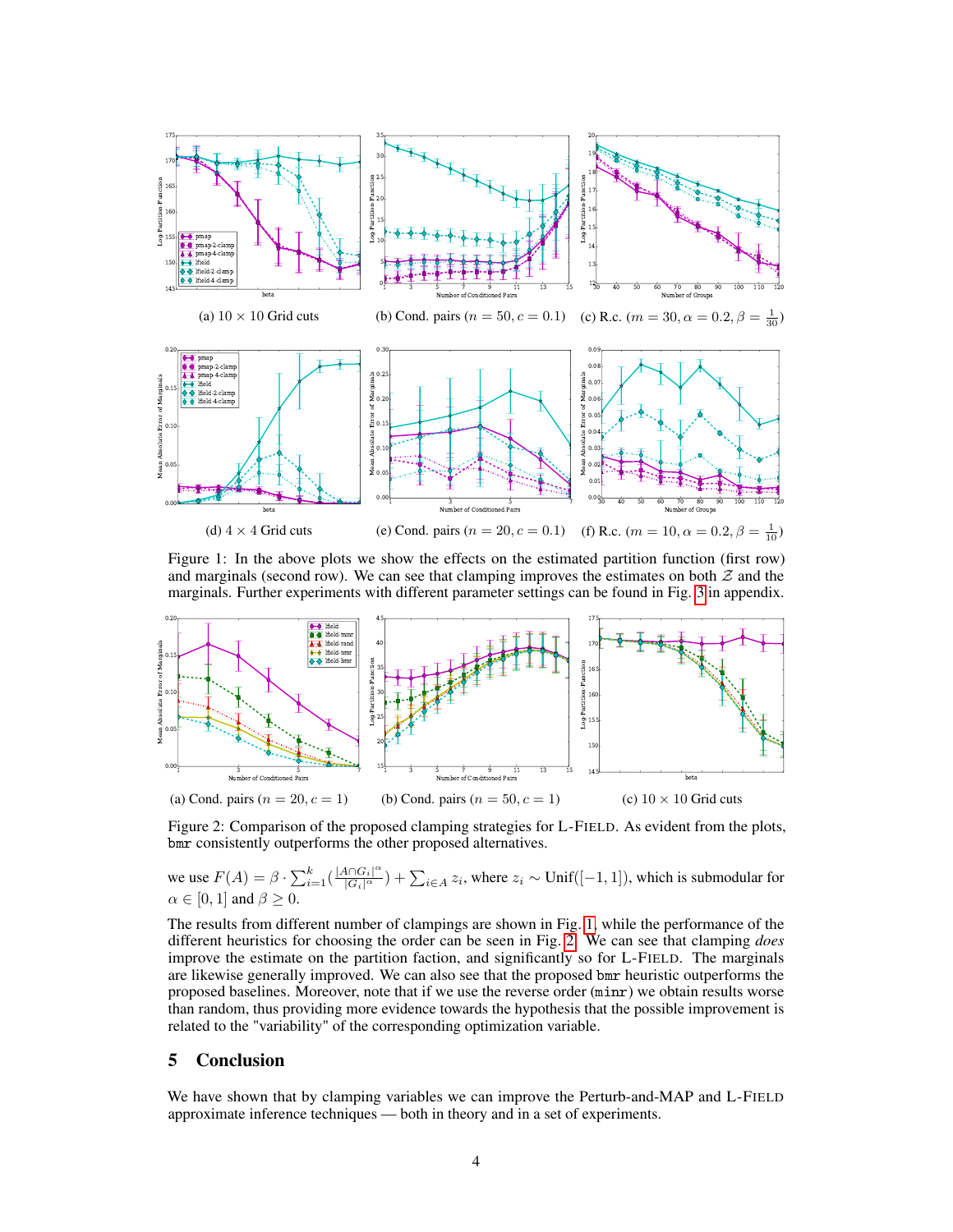(a) 10 × 10 Grid cuts

(b) Cond. pairs ($n = 50, c = 0.1$)

(c) R.c. ($m = 30, \alpha = 0.2, \beta = \frac{1}{30}$)

(d) 4 × 4 Grid cuts

(e) Cond. pairs ($n = 20, c = 0.1$)

(f) R.c. ($m = 10, \alpha = 0.2, \beta = \frac{1}{10}$)

Figure 1: In the above plots we show the effects on the estimated partition function (first row) and marginals (second row). We can see that clamping improves the estimates on both $\mathcal{Z}$ and the marginals. Further experiments with different parameter settings can be found in Fig. 3 in appendix.

(a) Cond. pairs ($n = 20, c = 1$)

(b) Cond. pairs ($n = 50, c = 1$)

(c) 10 × 10 Grid cuts

Figure 2: Comparison of the proposed clamping strategies for L-FIELD. As evident from the plots, bmr consistently outperforms the other proposed alternatives.

we use $F(A) = \beta \cdot \sum_{i=1}^{k} (\frac{|A \cap G_i|^\alpha}{|G_i|^\alpha}) + \sum_{i \in A} z_i$, where $z_i \sim \text{Unif}([-1, 1])$, which is submodular for $\alpha \in [0, 1]$ and $\beta \geq 0$.

The results from different number of clampings are shown in Fig. 1, while the performance of the different heuristics for choosing the order can be seen in Fig. 2. We can see that clamping *does* improve the estimate on the partition faction, and significantly so for L-FIELD. The marginals are likewise generally improved. We can also see that the proposed bmr heuristic outperforms the proposed baselines. Moreover, note that if we use the reverse order (minr) we obtain results worse than random, thus providing more evidence towards the hypothesis that the possible improvement is related to the "variability" of the corresponding optimization variable.

## 5 Conclusion

We have shown that by clamping variables we can improve the Perturb-and-MAP and L-FIELD approximate inference techniques — both in theory and in a set of experiments.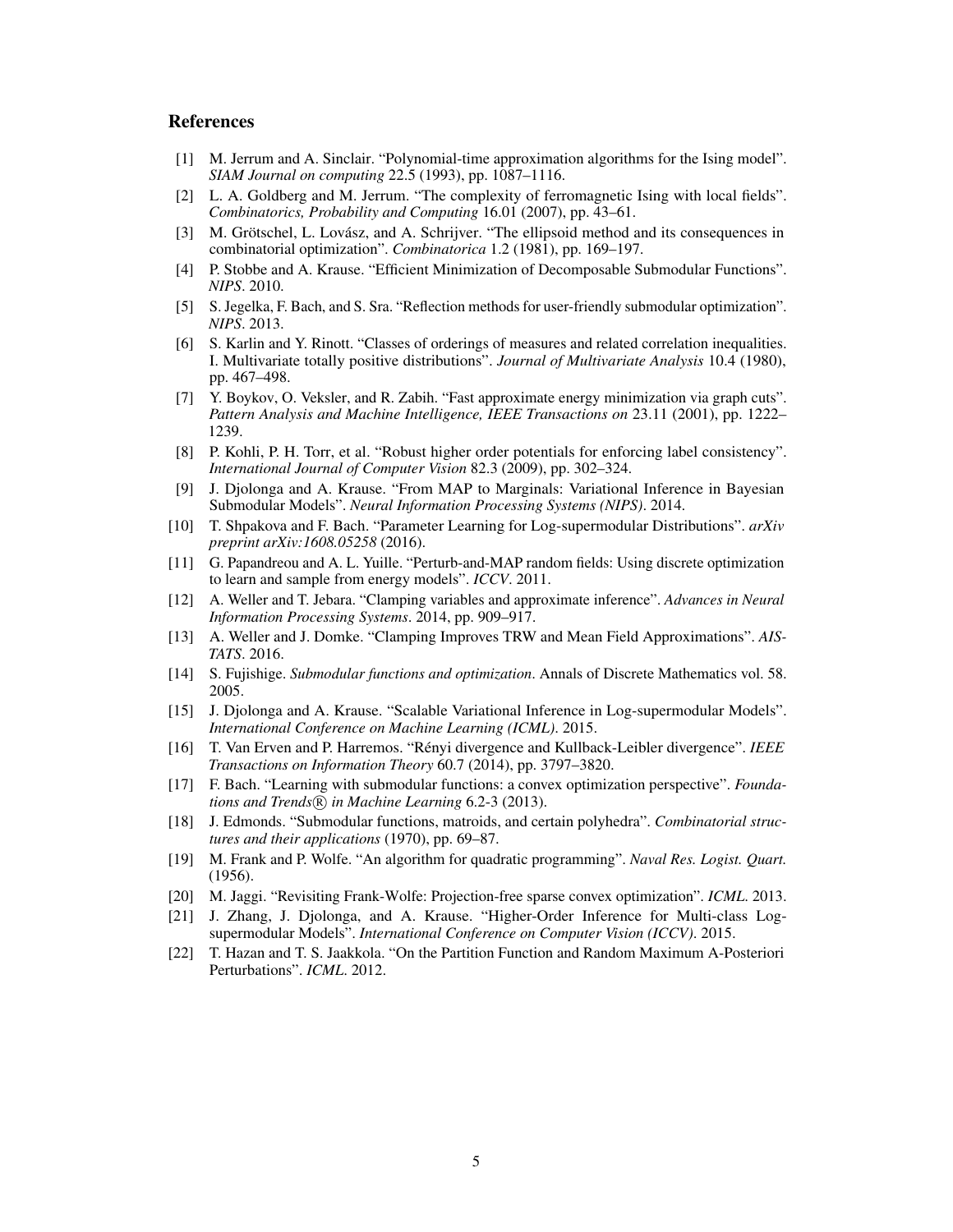## References

[1] M. Jerrum and A. Sinclair. "Polynomial-time approximation algorithms for the Ising model". *SIAM Journal on computing* 22.5 (1993), pp. 1087–1116.

[2] L. A. Goldberg and M. Jerrum. "The complexity of ferromagnetic Ising with local fields". *Combinatorics, Probability and Computing* 16.01 (2007), pp. 43–61.

[3] M. Grötschel, L. Lovász, and A. Schrijver. "The ellipsoid method and its consequences in combinatorial optimization". *Combinatorica* 1.2 (1981), pp. 169–197.

[4] P. Stobbe and A. Krause. "Efficient Minimization of Decomposable Submodular Functions". *NIPS*. 2010.

[5] S. Jegelka, F. Bach, and S. Sra. "Reflection methods for user-friendly submodular optimization". *NIPS*. 2013.

[6] S. Karlin and Y. Rinott. "Classes of orderings of measures and related correlation inequalities. I. Multivariate totally positive distributions". *Journal of Multivariate Analysis* 10.4 (1980), pp. 467–498.

[7] Y. Boykov, O. Veksler, and R. Zabih. "Fast approximate energy minimization via graph cuts". *Pattern Analysis and Machine Intelligence, IEEE Transactions on* 23.11 (2001), pp. 1222–1239.

[8] P. Kohli, P. H. Torr, et al. "Robust higher order potentials for enforcing label consistency". *International Journal of Computer Vision* 82.3 (2009), pp. 302–324.

[9] J. Djolonga and A. Krause. "From MAP to Marginals: Variational Inference in Bayesian Submodular Models". *Neural Information Processing Systems (NIPS)*. 2014.

[10] T. Shpakova and F. Bach. "Parameter Learning for Log-supermodular Distributions". *arXiv preprint arXiv:1608.05258* (2016).

[11] G. Papandreou and A. L. Yuille. "Perturb-and-MAP random fields: Using discrete optimization to learn and sample from energy models". *ICCV*. 2011.

[12] A. Weller and T. Jebara. "Clamping variables and approximate inference". *Advances in Neural Information Processing Systems*. 2014, pp. 909–917.

[13] A. Weller and J. Domke. "Clamping Improves TRW and Mean Field Approximations". *AISTATS*. 2016.

[14] S. Fujishige. *Submodular functions and optimization*. Annals of Discrete Mathematics vol. 58. 2005.

[15] J. Djolonga and A. Krause. "Scalable Variational Inference in Log-supermodular Models". *International Conference on Machine Learning (ICML)*. 2015.

[16] T. Van Erven and P. Harremos. "Rényi divergence and Kullback-Leibler divergence". *IEEE Transactions on Information Theory* 60.7 (2014), pp. 3797–3820.

[17] F. Bach. "Learning with submodular functions: a convex optimization perspective". *Foundations and Trends® in Machine Learning* 6.2-3 (2013).

[18] J. Edmonds. "Submodular functions, matroids, and certain polyhedra". *Combinatorial structures and their applications* (1970), pp. 69–87.

[19] M. Frank and P. Wolfe. "An algorithm for quadratic programming". *Naval Res. Logist. Quart.* (1956).

[20] M. Jaggi. "Revisiting Frank-Wolfe: Projection-free sparse convex optimization". *ICML*. 2013.

[21] J. Zhang, J. Djolonga, and A. Krause. "Higher-Order Inference for Multi-class Log-supermodular Models". *International Conference on Computer Vision (ICCV)*. 2015.

[22] T. Hazan and T. S. Jaakkola. "On the Partition Function and Random Maximum A-Posteriori Perturbations". *ICML*. 2012.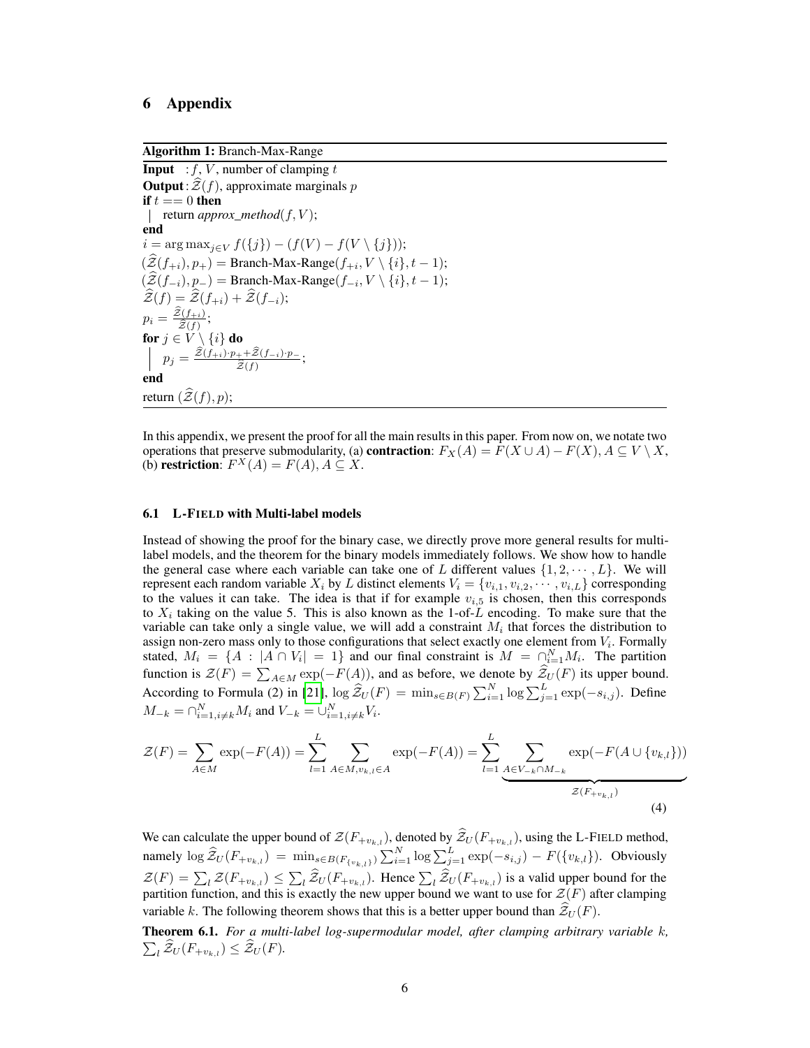# 6 Appendix

**Algorithm 1:** Branch-Max-Range

```
Input  : f, V, number of clamping t
Output : Ẑ(f), approximate marginals p
if t == 0 then
  | return approx_method(f, V);
end
i = argmax_{j∈V} f({j}) − (f(V) − f(V \ {j}));
(Ẑ(f_{+i}), p_+) = Branch-Max-Range(f_{+i}, V \ {i}, t − 1);
(Ẑ(f_{−i}), p_−) = Branch-Max-Range(f_{−i}, V \ {i}, t − 1);
Ẑ(f) = Ẑ(f_{+i}) + Ẑ(f_{−i});
p_i = Ẑ(f_{+i}) / Ẑ(f);
for j ∈ V \ {i} do
  | p_j = (Ẑ(f_{+i})·p_+ + Ẑ(f_{−i})·p_−) / Ẑ(f);
end
return (Ẑ(f), p);
```

In this appendix, we present the proof for all the main results in this paper. From now on, we notate two operations that preserve submodularity, (a) **contraction**: $F_X(A) = F(X \cup A) - F(X), A \subseteq V \setminus X$, (b) **restriction**: $F^X(A) = F(A), A \subseteq X$.

### 6.1 L-FIELD with Multi-label models

Instead of showing the proof for the binary case, we directly prove more general results for multi-label models, and the theorem for the binary models immediately follows. We show how to handle the general case where each variable can take one of $L$ different values $\{1, 2, \cdots, L\}$. We will represent each random variable $X_i$ by $L$ distinct elements $V_i = \{v_{i,1}, v_{i,2}, \cdots, v_{i,L}\}$ corresponding to the values it can take. The idea is that if for example $v_{i,5}$ is chosen, then this corresponds to $X_i$ taking on the value 5. This is also known as the 1-of-$L$ encoding. To make sure that the variable can take only a single value, we will add a constraint $M_i$ that forces the distribution to assign non-zero mass only to those configurations that select exactly one element from $V_i$. Formally stated, $M_i = \{A : |A \cap V_i| = 1\}$ and our final constraint is $M = \cap_{i=1}^N M_i$. The partition function is $\mathcal{Z}(F) = \sum_{A \in M} \exp(-F(A))$, and as before, we denote by $\widehat{\mathcal{Z}}_U(F)$ its upper bound. According to Formula (2) in [21], $\log \widehat{\mathcal{Z}}_U(F) = \min_{s \in B(F)} \sum_{i=1}^N \log \sum_{j=1}^L \exp(-s_{i,j})$. Define $M_{-k} = \cap_{i=1, i \neq k}^N M_i$ and $V_{-k} = \cup_{i=1, i \neq k}^N V_i$.

$$
\mathcal{Z}(F) = \sum_{A \in M} \exp(-F(A)) = \sum_{l=1}^{L} \sum_{A \in M, v_{k,l} \in A} \exp(-F(A)) = \sum_{l=1}^{L} \underbrace{\sum_{A \in V_{-k} \cap M_{-k}} \exp(-F(A \cup \{v_{k,l}\}))}_{\mathcal{Z}(F_{+v_{k,l}})} \tag{4}
$$

We can calculate the upper bound of $\mathcal{Z}(F_{+v_{k,l}})$, denoted by $\widehat{\mathcal{Z}}_U(F_{+v_{k,l}})$, using the L-FIELD method, namely $\log \widehat{\mathcal{Z}}_U(F_{+v_{k,l}}) = \min_{s \in B(F_{\{v_{k,l}\}})} \sum_{i=1}^N \log \sum_{j=1}^L \exp(-s_{i,j}) - F(\{v_{k,l}\})$. Obviously $\mathcal{Z}(F) = \sum_l \mathcal{Z}(F_{+v_{k,l}}) \leq \sum_l \widehat{\mathcal{Z}}_U(F_{+v_{k,l}})$. Hence $\sum_l \widehat{\mathcal{Z}}_U(F_{+v_{k,l}})$ is a valid upper bound for the partition function, and this is exactly the new upper bound we want to use for $\mathcal{Z}(F)$ after clamping variable $k$. The following theorem shows that this is a better upper bound than $\widehat{\mathcal{Z}}_U(F)$.

**Theorem 6.1.** *For a multi-label log-supermodular model, after clamping arbitrary variable $k$, $\sum_l \widehat{\mathcal{Z}}_U(F_{+v_{k,l}}) \leq \widehat{\mathcal{Z}}_U(F)$.*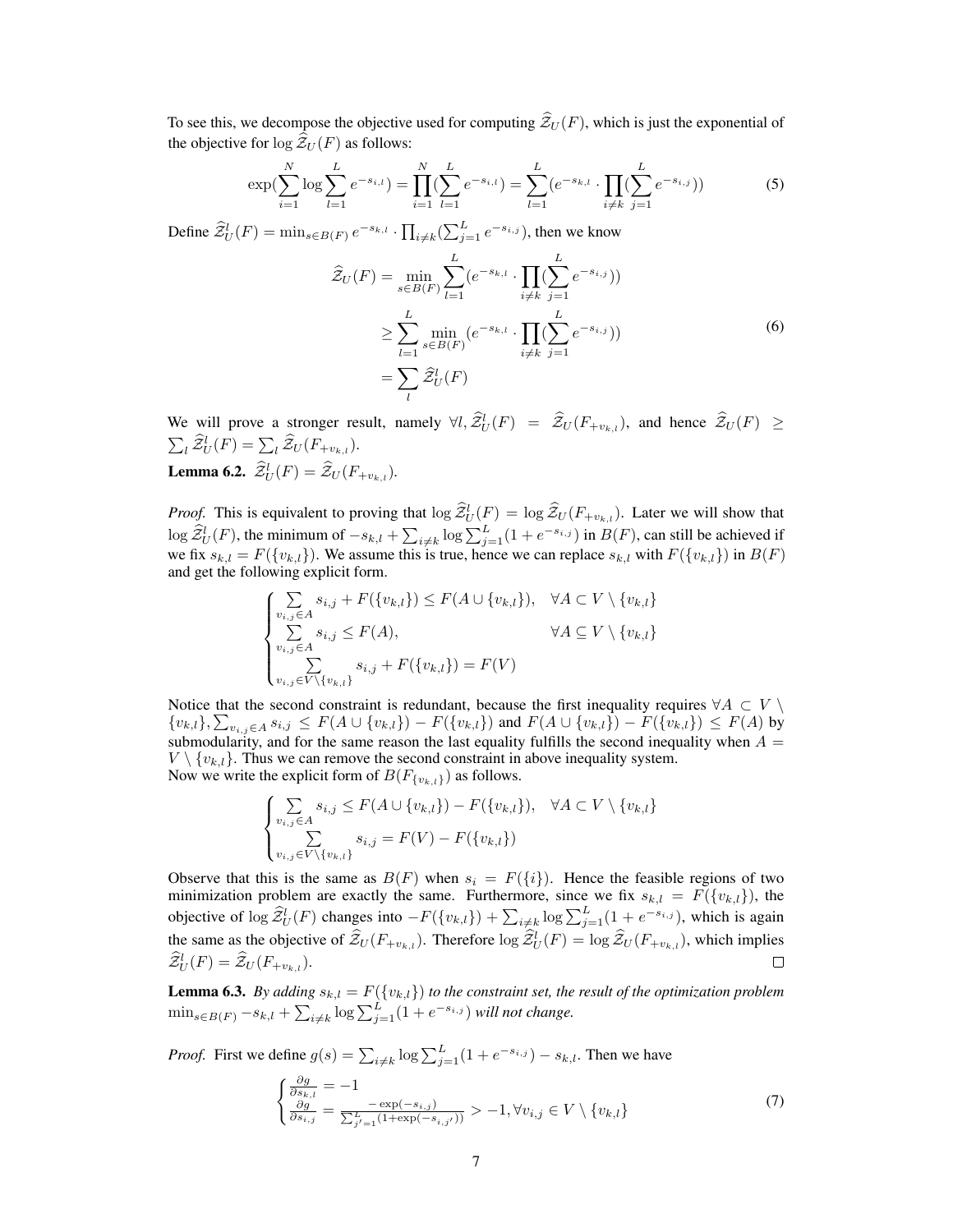To see this, we decompose the objective used for computing $\widehat{\mathcal{Z}}_U(F)$, which is just the exponential of the objective for $\log \widehat{\mathcal{Z}}_U(F)$ as follows:

$$\exp(\sum_{i=1}^{N} \log \sum_{l=1}^{L} e^{-s_{i,l}}) = \prod_{i=1}^{N} (\sum_{l=1}^{L} e^{-s_{i,l}}) = \sum_{l=1}^{L} (e^{-s_{k,l}} \cdot \prod_{i \neq k} (\sum_{j=1}^{L} e^{-s_{i,j}})) \tag{5}$$

Define $\widehat{\mathcal{Z}}^l_U(F) = \min_{s \in B(F)} e^{-s_{k,l}} \cdot \prod_{i \neq k} (\sum_{j=1}^{L} e^{-s_{i,j}})$, then we know

$$\begin{aligned}
\widehat{\mathcal{Z}}_U(F) &= \min_{s \in B(F)} \sum_{l=1}^{L} (e^{-s_{k,l}} \cdot \prod_{i \neq k} (\sum_{j=1}^{L} e^{-s_{i,j}})) \\
&\geq \sum_{l=1}^{L} \min_{s \in B(F)} (e^{-s_{k,l}} \cdot \prod_{i \neq k} (\sum_{j=1}^{L} e^{-s_{i,j}})) \\
&= \sum_{l} \widehat{\mathcal{Z}}^l_U(F)
\end{aligned} \tag{6}$$

We will prove a stronger result, namely $\forall l, \widehat{\mathcal{Z}}^l_U(F) = \widehat{\mathcal{Z}}_U(F_{+v_{k,l}})$, and hence $\widehat{\mathcal{Z}}_U(F) \geq \sum_l \widehat{\mathcal{Z}}^l_U(F) = \sum_l \widehat{\mathcal{Z}}_U(F_{+v_{k,l}})$.

**Lemma 6.2.** $\widehat{\mathcal{Z}}^l_U(F) = \widehat{\mathcal{Z}}_U(F_{+v_{k,l}})$.

*Proof.* This is equivalent to proving that $\log \widehat{\mathcal{Z}}^l_U(F) = \log \widehat{\mathcal{Z}}_U(F_{+v_{k,l}})$. Later we will show that $\log \widehat{\mathcal{Z}}^l_U(F)$, the minimum of $-s_{k,l} + \sum_{i \neq k} \log \sum_{j=1}^{L} (1 + e^{-s_{i,j}})$ in $B(F)$, can still be achieved if we fix $s_{k,l} = F(\{v_{k,l}\})$. We assume this is true, hence we can replace $s_{k,l}$ with $F(\{v_{k,l}\})$ in $B(F)$ and get the following explicit form.

$$\begin{cases}
\sum_{v_{i,j} \in A} s_{i,j} + F(\{v_{k,l}\}) \leq F(A \cup \{v_{k,l}\}), & \forall A \subset V \setminus \{v_{k,l}\} \\
\sum_{v_{i,j} \in A} s_{i,j} \leq F(A), & \forall A \subseteq V \setminus \{v_{k,l}\} \\
\sum_{v_{i,j} \in V \setminus \{v_{k,l}\}} s_{i,j} + F(\{v_{k,l}\}) = F(V)
\end{cases}$$

Notice that the second constraint is redundant, because the first inequality requires $\forall A \subset V \setminus \{v_{k,l}\}, \sum_{v_{i,j} \in A} s_{i,j} \leq F(A \cup \{v_{k,l}\}) - F(\{v_{k,l}\})$ and $F(A \cup \{v_{k,l}\}) - F(\{v_{k,l}\}) \leq F(A)$ by submodularity, and for the same reason the last equality fulfills the second inequality when $A = V \setminus \{v_{k,l}\}$. Thus we can remove the second constraint in above inequality system.
Now we write the explicit form of $B(F_{\{v_{k,l}\}})$ as follows.

$$\begin{cases}
\sum_{v_{i,j} \in A} s_{i,j} \leq F(A \cup \{v_{k,l}\}) - F(\{v_{k,l}\}), & \forall A \subset V \setminus \{v_{k,l}\} \\
\sum_{v_{i,j} \in V \setminus \{v_{k,l}\}} s_{i,j} = F(V) - F(\{v_{k,l}\})
\end{cases}$$

Observe that this is the same as $B(F)$ when $s_i = F(\{i\})$. Hence the feasible regions of two minimization problem are exactly the same. Furthermore, since we fix $s_{k,l} = F(\{v_{k,l}\})$, the objective of $\log \widehat{\mathcal{Z}}^l_U(F)$ changes into $-F(\{v_{k,l}\}) + \sum_{i \neq k} \log \sum_{j=1}^{L} (1 + e^{-s_{i,j}})$, which is again the same as the objective of $\widehat{\mathcal{Z}}_U(F_{+v_{k,l}})$. Therefore $\log \widehat{\mathcal{Z}}^l_U(F) = \log \widehat{\mathcal{Z}}_U(F_{+v_{k,l}})$, which implies $\widehat{\mathcal{Z}}^l_U(F) = \widehat{\mathcal{Z}}_U(F_{+v_{k,l}})$. ∎

**Lemma 6.3.** *By adding $s_{k,l} = F(\{v_{k,l}\})$ to the constraint set, the result of the optimization problem $\min_{s \in B(F)} -s_{k,l} + \sum_{i \neq k} \log \sum_{j=1}^{L} (1 + e^{-s_{i,j}})$ will not change.*

*Proof.* First we define $g(s) = \sum_{i \neq k} \log \sum_{j=1}^{L} (1 + e^{-s_{i,j}}) - s_{k,l}$. Then we have

$$\begin{cases}
\frac{\partial g}{\partial s_{k,l}} = -1 \\
\frac{\partial g}{\partial s_{i,j}} = \frac{-\exp(-s_{i,j})}{\sum_{j'=1}^{L} (1 + \exp(-s_{i,j'}))} > -1, \forall v_{i,j} \in V \setminus \{v_{k,l}\}
\end{cases} \tag{7}$$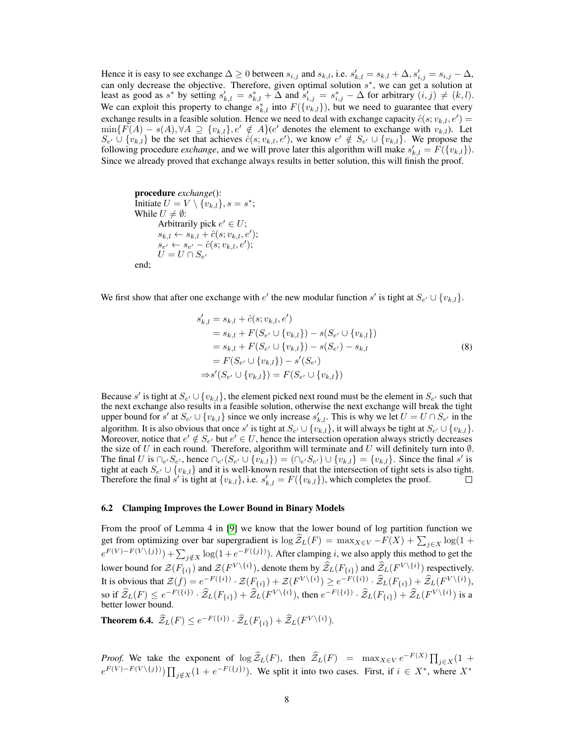Hence it is easy to see exchange $\Delta \geq 0$ between $s_{i,j}$ and $s_{k,l}$, i.e. $s'_{k,l} = s_{k,l} + \Delta, s'_{i,j} = s_{i,j} - \Delta$, can only decrease the objective. Therefore, given optimal solution $s^*$, we can get a solution at least as good as $s^*$ by setting $s'_{k,l} = s^*_{k,l} + \Delta$ and $s'_{i,j} = s^*_{i,j} - \Delta$ for arbitrary $(i,j) \neq (k,l)$. We can exploit this property to change $s^*_{k,l}$ into $F(\{v_{k,l}\})$, but we need to guarantee that every exchange results in a feasible solution. Hence we need to deal with exchange capacity $\hat{c}(s; v_{k,l}, e') = \min\{F(A) - s(A), \forall A \supseteq \{v_{k,l}\}, e' \notin A\}$($e'$ denotes the element to exchange with $v_{k,l}$). Let $S_{e'} \cup \{v_{k,l}\}$ be the set that achieves $\hat{c}(s; v_{k,l}, e')$, we know $e' \notin S_{e'} \cup \{v_{k,l}\}$. We propose the following procedure *exchange*, and we will prove later this algorithm will make $s'_{k,l} = F(\{v_{k,l}\})$. Since we already proved that exchange always results in better solution, this will finish the proof.

```
procedure exchange():
Initiate U = V \ {v_{k,l}}, s = s*;
While U ≠ ∅:
        Arbitrarily pick e' ∈ U;
        s_{k,l} ← s_{k,l} + ĉ(s; v_{k,l}, e');
        s_{e'} ← s_{e'} − ĉ(s; v_{k,l}, e');
        U = U ∩ S_{e'}
end;
```

We first show that after one exchange with $e'$ the new modular function $s'$ is tight at $S_{e'} \cup \{v_{k,l}\}$.

$$
\begin{aligned}
s'_{k,l} &= s_{k,l} + \hat{c}(s; v_{k,l}, e') \\
&= s_{k,l} + F(S_{e'} \cup \{v_{k,l}\}) - s(S_{e'} \cup \{v_{k,l}\}) \\
&= s_{k,l} + F(S_{e'} \cup \{v_{k,l}\}) - s(S_{e'}) - s_{k,l} \\
&= F(S_{e'} \cup \{v_{k,l}\}) - s'(S_{e'}) \\
\Rightarrow & s'(S_{e'} \cup \{v_{k,l}\}) = F(S_{e'} \cup \{v_{k,l}\})
\end{aligned}
\tag{8}
$$

Because $s'$ is tight at $S_{e'} \cup \{v_{k,l}\}$, the element picked next round must be the element in $S_{e'}$ such that the next exchange also results in a feasible solution, otherwise the next exchange will break the tight upper bound for $s'$ at $S_{e'} \cup \{v_{k,l}\}$ since we only increase $s'_{k,l}$. This is why we let $U = U \cap S_{e'}$ in the algorithm. It is also obvious that once $s'$ is tight at $S_{e'} \cup \{v_{k,l}\}$, it will always be tight at $S_{e'} \cup \{v_{k,l}\}$. Moreover, notice that $e' \notin S_{e'}$ but $e' \in U$, hence the intersection operation always strictly decreases the size of $U$ in each round. Therefore, algorithm will terminate and $U$ will definitely turn into $\emptyset$. The final $U$ is $\cap_{e'} S_{e'}$, hence $\cap_{e'}(S_{e'} \cup \{v_{k,l}\}) = (\cap_{e'} S_{e'}) \cup \{v_{k,l}\} = \{v_{k,l}\}$. Since the final $s'$ is tight at each $S_{e'} \cup \{v_{k,l}\}$ and it is well-known result that the intersection of tight sets is also tight. Therefore the final $s'$ is tight at $\{v_{k,l}\}$, i.e. $s'_{k,l} = F(\{v_{k,l}\})$, which completes the proof. $\square$

### 6.2 Clamping Improves the Lower Bound in Binary Models

From the proof of Lemma 4 in [9] we know that the lower bound of log partition function we get from optimizing over bar supergradient is $\log \widehat{\mathcal{Z}}_L(F) = \max_{X \in V} -F(X) + \sum_{j \in X} \log(1 + e^{F(V) - F(V \setminus \{j\})}) + \sum_{j \notin X} \log(1 + e^{-F(\{j\})})$. After clamping $i$, we also apply this method to get the lower bound for $\mathcal{Z}(F_{\{i\}})$ and $\mathcal{Z}(F^{V \setminus \{i\}})$, denote them by $\widehat{\mathcal{Z}}_L(F_{\{i\}})$ and $\widehat{\mathcal{Z}}_L(F^{V \setminus \{i\}})$ respectively. It is obvious that $\mathcal{Z}(f) = e^{-F(\{i\})} \cdot \mathcal{Z}(F_{\{i\}}) + \mathcal{Z}(F^{V \setminus \{i\}}) \geq e^{-F(\{i\})} \cdot \widehat{\mathcal{Z}}_L(F_{\{i\}}) + \widehat{\mathcal{Z}}_L(F^{V \setminus \{i\}})$, so if $\widehat{\mathcal{Z}}_L(F) \leq e^{-F(\{i\})} \cdot \widehat{\mathcal{Z}}_L(F_{\{i\}}) + \widehat{\mathcal{Z}}_L(F^{V \setminus \{i\}})$, then $e^{-F(\{i\})} \cdot \widehat{\mathcal{Z}}_L(F_{\{i\}}) + \widehat{\mathcal{Z}}_L(F^{V \setminus \{i\}})$ is a better lower bound.

**Theorem 6.4.** $\widehat{\mathcal{Z}}_L(F) \leq e^{-F(\{i\})} \cdot \widehat{\mathcal{Z}}_L(F_{\{i\}}) + \widehat{\mathcal{Z}}_L(F^{V \setminus \{i\}})$.

*Proof.* We take the exponent of $\log \widehat{\mathcal{Z}}_L(F)$, then $\widehat{\mathcal{Z}}_L(F) = \max_{X \in V} e^{-F(X)} \prod_{j \in X}(1 + e^{F(V) - F(V \setminus \{j\})}) \prod_{j \notin X}(1 + e^{-F(\{j\})})$. We split it into two cases. First, if $i \in X^*$, where $X^*$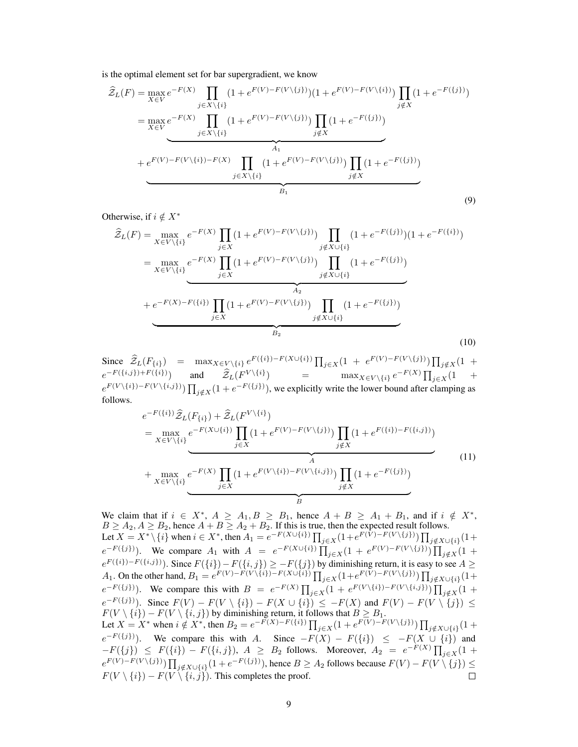is the optimal element set for bar supergradient, we know

$$
\begin{aligned}
\widehat{\mathcal{Z}}_L(F) &= \max_{X \in V} e^{-F(X)} \prod_{j \in X \setminus \{i\}} (1 + e^{F(V) - F(V \setminus \{j\})})(1 + e^{F(V) - F(V \setminus \{i\})}) \prod_{j \notin X} (1 + e^{-F(\{j\})}) \\
&= \max_{X \in V} \underbrace{e^{-F(X)} \prod_{j \in X \setminus \{i\}} (1 + e^{F(V) - F(V \setminus \{j\})}) \prod_{j \notin X} (1 + e^{-F(\{j\})})}_{A_1} \\
&\quad + \underbrace{e^{F(V) - F(V \setminus \{i\}) - F(X)} \prod_{j \in X \setminus \{i\}} (1 + e^{F(V) - F(V \setminus \{j\})}) \prod_{j \notin X} (1 + e^{-F(\{j\})})}_{B_1}
\end{aligned} \tag{9}
$$

Otherwise, if $i \notin X^*$

$$
\begin{aligned}
\widehat{\mathcal{Z}}_L(F) &= \max_{X \in V \setminus \{i\}} e^{-F(X)} \prod_{j \in X} (1 + e^{F(V) - F(V \setminus \{j\})}) \prod_{j \notin X \cup \{i\}} (1 + e^{-F(\{j\})})(1 + e^{-F(\{i\})}) \\
&= \max_{X \in V \setminus \{i\}} \underbrace{e^{-F(X)} \prod_{j \in X} (1 + e^{F(V) - F(V \setminus \{j\})}) \prod_{j \notin X \cup \{i\}} (1 + e^{-F(\{j\})})}_{A_2} \\
&\quad + \underbrace{e^{-F(X) - F(\{i\})} \prod_{j \in X} (1 + e^{F(V) - F(V \setminus \{j\})}) \prod_{j \notin X \cup \{i\}} (1 + e^{-F(\{j\})})}_{B_2}
\end{aligned} \tag{10}
$$

Since $\widehat{\mathcal{Z}}_L(F_{\{i\}}) = \max_{X \in V \setminus \{i\}} e^{F(\{i\}) - F(X \cup \{i\})} \prod_{j \in X} (1 + e^{F(V) - F(V \setminus \{j\})}) \prod_{j \notin X} (1 + e^{-F(\{i,j\}) + F(\{i\})})$ and $\widehat{\mathcal{Z}}_L(F^{V \setminus \{i\}}) = \max_{X \in V \setminus \{i\}} e^{-F(X)} \prod_{j \in X} (1 + e^{F(V \setminus \{i\}) - F(V \setminus \{i,j\})}) \prod_{j \notin X} (1 + e^{-F(\{j\})})$, we explicitly write the lower bound after clamping as follows.

$$
\begin{aligned}
&e^{-F(\{i\})} \widehat{\mathcal{Z}}_L(F_{\{i\}}) + \widehat{\mathcal{Z}}_L(F^{V \setminus \{i\}}) \\
&= \max_{X \in V \setminus \{i\}} \underbrace{e^{-F(X \cup \{i\})} \prod_{j \in X} (1 + e^{F(V) - F(V \setminus \{j\})}) \prod_{j \notin X} (1 + e^{F(\{i\}) - F(\{i,j\})})}_{A} \\
&\quad + \max_{X \in V \setminus \{i\}} \underbrace{e^{-F(X)} \prod_{j \in X} (1 + e^{F(V \setminus \{i\}) - F(V \setminus \{i,j\})}) \prod_{j \notin X} (1 + e^{-F(\{j\})})}_{B}
\end{aligned} \tag{11}
$$

We claim that if $i \in X^*$, $A \geq A_1, B \geq B_1$, hence $A + B \geq A_1 + B_1$, and if $i \notin X^*$, $B \geq A_2, A \geq B_2$, hence $A + B \geq A_2 + B_2$. If this is true, then the expected result follows.

Let $X = X^* \setminus \{i\}$ when $i \in X^*$, then $A_1 = e^{-F(X \cup \{i\})} \prod_{j \in X} (1 + e^{F(V) - F(V \setminus \{j\})}) \prod_{j \notin X \cup \{i\}} (1 + e^{-F(\{j\})})$. We compare $A_1$ with $A = e^{-F(X \cup \{i\})} \prod_{j \in X} (1 + e^{F(V) - F(V \setminus \{j\})}) \prod_{j \notin X} (1 + e^{F(\{i\}) - F(\{i,j\})})$. Since $F(\{i\}) - F(\{i,j\}) \geq -F(\{j\})$ by diminishing return, it is easy to see $A \geq A_1$. On the other hand, $B_1 = e^{F(V) - F(V \setminus \{i\}) - F(X \cup \{i\})} \prod_{j \in X} (1 + e^{F(V) - F(V \setminus \{j\})}) \prod_{j \notin X \cup \{i\}} (1 + e^{-F(\{j\})})$. We compare this with $B = e^{-F(X)} \prod_{j \in X} (1 + e^{F(V \setminus \{i\}) - F(V \setminus \{i,j\})}) \prod_{j \notin X} (1 + e^{-F(\{j\})})$. Since $F(V) - F(V \setminus \{i\}) - F(X \cup \{i\}) \leq -F(X)$ and $F(V) - F(V \setminus \{j\}) \leq F(V \setminus \{i\}) - F(V \setminus \{i,j\})$ by diminishing return, it follows that $B \geq B_1$.

Let $X = X^*$ when $i \notin X^*$, then $B_2 = e^{-F(X) - F(\{i\})} \prod_{j \in X} (1 + e^{F(V) - F(V \setminus \{j\})}) \prod_{j \notin X \cup \{i\}} (1 + e^{-F(\{j\})})$. We compare this with $A$. Since $-F(X) - F(\{i\}) \leq -F(X \cup \{i\})$ and $-F(\{j\}) \leq F(\{i\}) - F(\{i,j\})$, $A \geq B_2$ follows. Moreover, $A_2 = e^{-F(X)} \prod_{j \in X} (1 + e^{F(V) - F(V \setminus \{j\})}) \prod_{j \notin X \cup \{i\}} (1 + e^{-F(\{j\})})$, hence $B \geq A_2$ follows because $F(V) - F(V \setminus \{j\}) \leq F(V \setminus \{i\}) - F(V \setminus \{i,j\})$. This completes the proof. $\square$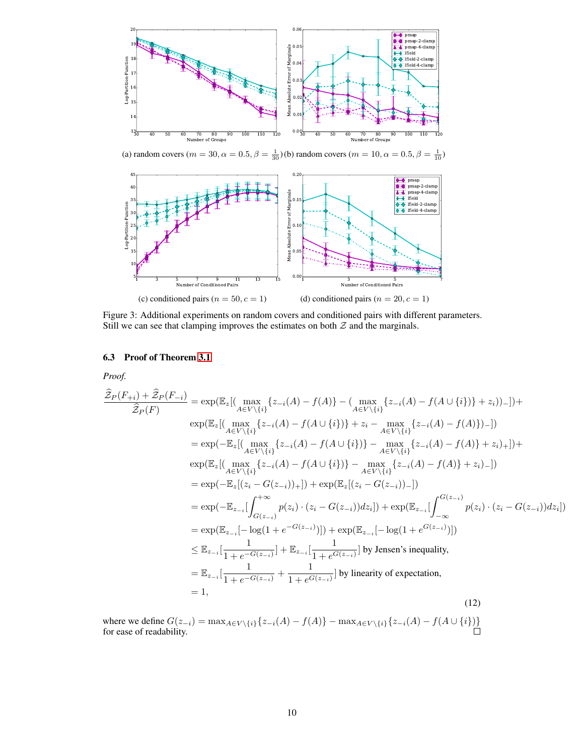Log-Partition-Function

Number of Groups

Mean Absolute Error of Marginals

Number of Groups

pmap
pmap-2-clamp
pmap-4-clamp
lfield
lfield-2-clamp
lfield-4-clamp

(a) random covers ($m = 30, \alpha = 0.5, \beta = \frac{1}{30}$) (b) random covers ($m = 10, \alpha = 0.5, \beta = \frac{1}{10}$)

Log-Partition-Function

Number of Conditioned Pairs

Mean Absolute Error of Marginals

Number of Conditioned Pairs

pmap
pmap-2-clamp
pmap-4-clamp
lfield
lfield-2-clamp
lfield-4-clamp

(c) conditioned pairs ($n = 50, c = 1$) (d) conditioned pairs ($n = 20, c = 1$)

Figure 3: Additional experiments on random covers and conditioned pairs with different parameters. Still we can see that clamping improves the estimates on both $\mathcal{Z}$ and the marginals.

### 6.3 Proof of Theorem 3.1

*Proof.*

$$
\begin{aligned}
\frac{\widehat{\mathcal{Z}}_P(F_{+i}) + \widehat{\mathcal{Z}}_P(F_{-i})}{\widehat{\mathcal{Z}}_P(F)} &= \exp(\mathbb{E}_z[(\max_{A \in V \setminus \{i\}} \{z_{-i}(A) - f(A)\} - (\max_{A \in V \setminus \{i\}} \{z_{-i}(A) - f(A \cup \{i\}) + z_i\})_-]) + \\
&\quad \exp(\mathbb{E}_z[(\max_{A \in V \setminus \{i\}} \{z_{-i}(A) - f(A \cup \{i\})\} + z_i - \max_{A \in V \setminus \{i\}} \{z_{-i}(A) - f(A)\})_-]) \\
&= \exp(-\mathbb{E}_z[(\max_{A \in V \setminus \{i\}} \{z_{-i}(A) - f(A \cup \{i\})\} - \max_{A \in V \setminus \{i\}} \{z_{-i}(A) - f(A)\} + z_i)_+]) + \\
&\quad \exp(\mathbb{E}_z[(\max_{A \in V \setminus \{i\}} \{z_{-i}(A) - f(A \cup \{i\})\} - \max_{A \in V \setminus \{i\}} \{z_{-i}(A) - f(A)\} + z_i)_-]) \\
&= \exp(-\mathbb{E}_z[(z_i - G(z_{-i}))_+]) + \exp(\mathbb{E}_z[(z_i - G(z_{-i}))_-]) \\
&= \exp(-\mathbb{E}_{z_{-i}}[\int_{G(z_{-i})}^{+\infty} p(z_i) \cdot (z_i - G(z_{-i})) dz_i]) + \exp(\mathbb{E}_{z_{-i}}[\int_{-\infty}^{G(z_{-i})} p(z_i) \cdot (z_i - G(z_{-i})) dz_i]) \\
&= \exp(\mathbb{E}_{z_{-i}}[-\log(1 + e^{-G(z_{-i})})]) + \exp(\mathbb{E}_{z_{-i}}[-\log(1 + e^{G(z_{-i})})]) \\
&\leq \mathbb{E}_{z_{-i}}[\frac{1}{1 + e^{-G(z_{-i})}}] + \mathbb{E}_{z_{-i}}[\frac{1}{1 + e^{G(z_{-i})}}] \text{ by Jensen's inequality,} \\
&= \mathbb{E}_{z_{-i}}[\frac{1}{1 + e^{-G(z_{-i})}} + \frac{1}{1 + e^{G(z_{-i})}}] \text{ by linearity of expectation,} \\
&= 1,
\end{aligned}
\tag{12}
$$

where we define $G(z_{-i}) = \max_{A \in V \setminus \{i\}} \{z_{-i}(A) - f(A)\} - \max_{A \in V \setminus \{i\}} \{z_{-i}(A) - f(A \cup \{i\})\}$ for ease of readability. $\square$